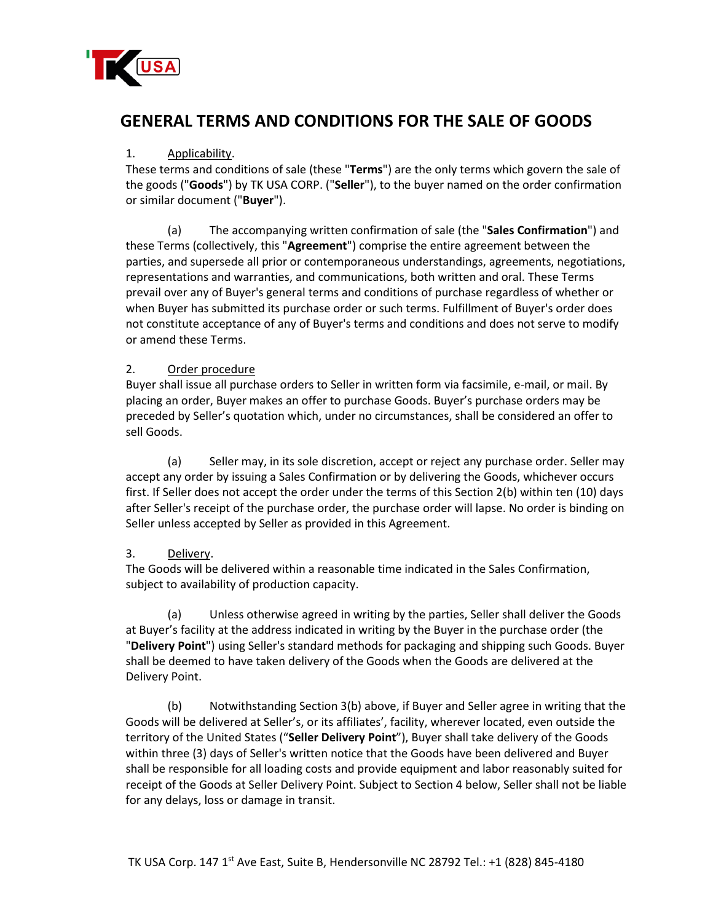# GENERAL TERMS AND CONDITIONS FOR THE SALE OF GOODS

1. Applicability.

These terms and conditions of sale (these "**Terms**") are the only terms which govern the sale of the goods ("**Goods**") by TK USA CORP. ("**Seller**"), to the buyer named on the order confirmation or similar document ("**Buyer**").

(a) The accompanying written confirmation of sale (the "**Sales Confirmation**") and these Terms (collectively, this "**Agreement**") comprise the entire agreement between the parties, and supersede all prior or contemporaneous understandings, agreements, negotiations, representations and warranties, and communications, both written and oral. These Terms prevail over any of Buyer's general terms and conditions of purchase regardless of whether or when Buyer has submitted its purchase order or such terms. Fulfillment of Buyer's order does not constitute acceptance of any of Buyer's terms and conditions and does not serve to modify or amend these Terms.

2. Order procedure

Buyer shall issue all purchase orders to Seller in written form via facsimile, e-mail, or mail. By placing an order, Buyer makes an offer to purchase Goods. Buyer's purchase orders may be preceded by Seller's quotation which, under no circumstances, shall be considered an offer to sell Goods.

(a) Seller may, in its sole discretion, accept or reject any purchase order. Seller may accept any order by issuing a Sales Confirmation or by delivering the Goods, whichever occurs first. If Seller does not accept the order under the terms of this Section 2(b) within ten (10) days after Seller's receipt of the purchase order, the purchase order will lapse. No order is binding on Seller unless accepted by Seller as provided in this Agreement.

3. Delivery.

The Goods will be delivered within a reasonable time indicated in the Sales Confirmation, subject to availability of production capacity.

(a) Unless otherwise agreed in writing by the parties, Seller shall deliver the Goods at Buyer's facility at the address indicated in writing by the Buyer in the purchase order (the "**Delivery Point**") using Seller's standard methods for packaging and shipping such Goods. Buyer shall be deemed to have taken delivery of the Goods when the Goods are delivered at the Delivery Point.

(b) Notwithstanding Section 3(b) above, if Buyer and Seller agree in writing that the Goods will be delivered at Seller's, or its affiliates', facility, wherever located, even outside the territory of the United States ("**Seller Delivery Point**"), Buyer shall take delivery of the Goods within three (3) days of Seller's written notice that the Goods have been delivered and Buyer shall be responsible for all loading costs and provide equipment and labor reasonably suited for receipt of the Goods at Seller Delivery Point. Subject to Section 4 below, Seller shall not be liable for any delays, loss or damage in transit.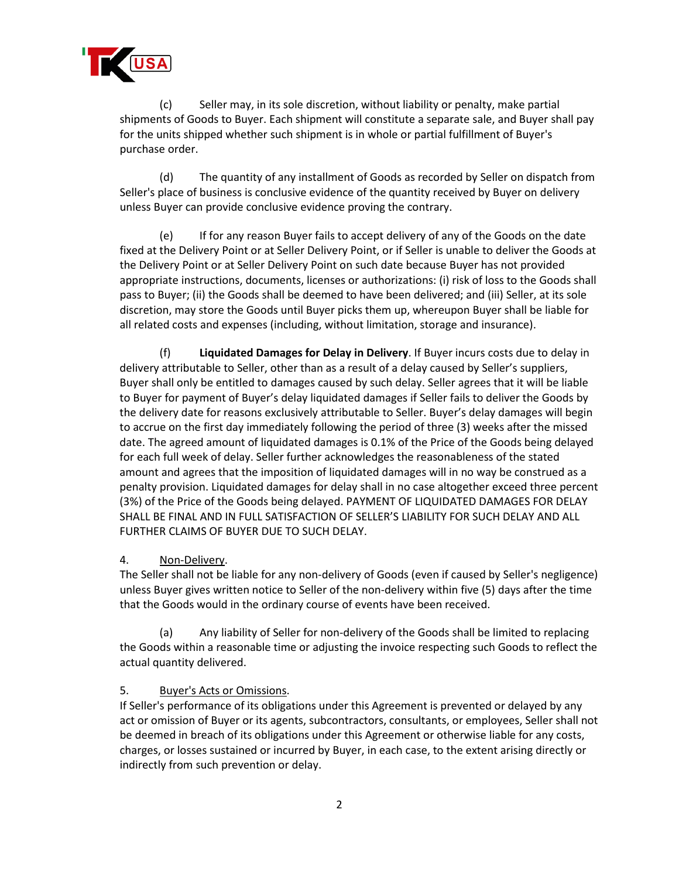(c) Seller may, in its sole discretion, without liability or penalty, make partial shipments of Goods to Buyer. Each shipment will constitute a separate sale, and Buyer shall pay for the units shipped whether such shipment is in whole or partial fulfillment of Buyer's purchase order.

(d) The quantity of any installment of Goods as recorded by Seller on dispatch from Seller's place of business is conclusive evidence of the quantity received by Buyer on delivery unless Buyer can provide conclusive evidence proving the contrary.

(e) If for any reason Buyer fails to accept delivery of any of the Goods on the date fixed at the Delivery Point or at Seller Delivery Point, or if Seller is unable to deliver the Goods at the Delivery Point or at Seller Delivery Point on such date because Buyer has not provided appropriate instructions, documents, licenses or authorizations: (i) risk of loss to the Goods shall pass to Buyer; (ii) the Goods shall be deemed to have been delivered; and (iii) Seller, at its sole discretion, may store the Goods until Buyer picks them up, whereupon Buyer shall be liable for all related costs and expenses (including, without limitation, storage and insurance).

(f) **Liquidated Damages for Delay in Delivery**. If Buyer incurs costs due to delay in delivery attributable to Seller, other than as a result of a delay caused by Seller's suppliers, Buyer shall only be entitled to damages caused by such delay. Seller agrees that it will be liable to Buyer for payment of Buyer's delay liquidated damages if Seller fails to deliver the Goods by the delivery date for reasons exclusively attributable to Seller. Buyer's delay damages will begin to accrue on the first day immediately following the period of three (3) weeks after the missed date. The agreed amount of liquidated damages is 0.1% of the Price of the Goods being delayed for each full week of delay. Seller further acknowledges the reasonableness of the stated amount and agrees that the imposition of liquidated damages will in no way be construed as a penalty provision. Liquidated damages for delay shall in no case altogether exceed three percent (3%) of the Price of the Goods being delayed. PAYMENT OF LIQUIDATED DAMAGES FOR DELAY SHALL BE FINAL AND IN FULL SATISFACTION OF SELLER'S LIABILITY FOR SUCH DELAY AND ALL FURTHER CLAIMS OF BUYER DUE TO SUCH DELAY.

4. Non-Delivery.

The Seller shall not be liable for any non-delivery of Goods (even if caused by Seller's negligence) unless Buyer gives written notice to Seller of the non-delivery within five (5) days after the time that the Goods would in the ordinary course of events have been received.

(a) Any liability of Seller for non-delivery of the Goods shall be limited to replacing the Goods within a reasonable time or adjusting the invoice respecting such Goods to reflect the actual quantity delivered.

5. Buyer's Acts or Omissions.

If Seller's performance of its obligations under this Agreement is prevented or delayed by any act or omission of Buyer or its agents, subcontractors, consultants, or employees, Seller shall not be deemed in breach of its obligations under this Agreement or otherwise liable for any costs, charges, or losses sustained or incurred by Buyer, in each case, to the extent arising directly or indirectly from such prevention or delay.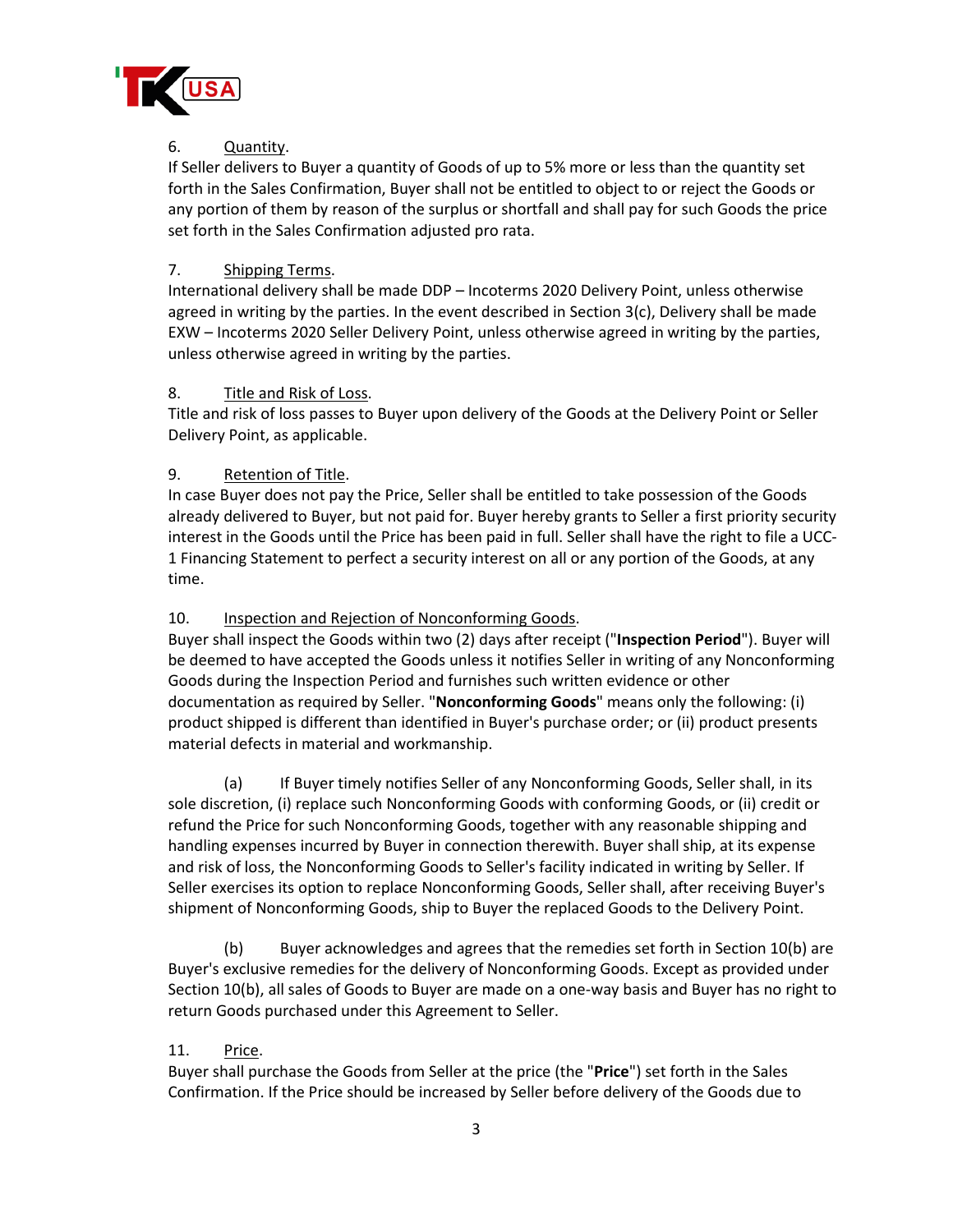6. Quantity.

If Seller delivers to Buyer a quantity of Goods of up to 5% more or less than the quantity set forth in the Sales Confirmation, Buyer shall not be entitled to object to or reject the Goods or any portion of them by reason of the surplus or shortfall and shall pay for such Goods the price set forth in the Sales Confirmation adjusted pro rata.

7. Shipping Terms.

International delivery shall be made DDP – Incoterms 2020 Delivery Point, unless otherwise agreed in writing by the parties. In the event described in Section 3(c), Delivery shall be made EXW – Incoterms 2020 Seller Delivery Point, unless otherwise agreed in writing by the parties, unless otherwise agreed in writing by the parties.

8. Title and Risk of Loss.

Title and risk of loss passes to Buyer upon delivery of the Goods at the Delivery Point or Seller Delivery Point, as applicable.

9. Retention of Title.

In case Buyer does not pay the Price, Seller shall be entitled to take possession of the Goods already delivered to Buyer, but not paid for. Buyer hereby grants to Seller a first priority security interest in the Goods until the Price has been paid in full. Seller shall have the right to file a UCC-1 Financing Statement to perfect a security interest on all or any portion of the Goods, at any time.

10. Inspection and Rejection of Nonconforming Goods.

Buyer shall inspect the Goods within two (2) days after receipt ("**Inspection Period**"). Buyer will be deemed to have accepted the Goods unless it notifies Seller in writing of any Nonconforming Goods during the Inspection Period and furnishes such written evidence or other documentation as required by Seller. "**Nonconforming Goods**" means only the following: (i) product shipped is different than identified in Buyer's purchase order; or (ii) product presents material defects in material and workmanship.

(a) If Buyer timely notifies Seller of any Nonconforming Goods, Seller shall, in its sole discretion, (i) replace such Nonconforming Goods with conforming Goods, or (ii) credit or refund the Price for such Nonconforming Goods, together with any reasonable shipping and handling expenses incurred by Buyer in connection therewith. Buyer shall ship, at its expense and risk of loss, the Nonconforming Goods to Seller's facility indicated in writing by Seller. If Seller exercises its option to replace Nonconforming Goods, Seller shall, after receiving Buyer's shipment of Nonconforming Goods, ship to Buyer the replaced Goods to the Delivery Point.

(b) Buyer acknowledges and agrees that the remedies set forth in Section 10(b) are Buyer's exclusive remedies for the delivery of Nonconforming Goods. Except as provided under Section 10(b), all sales of Goods to Buyer are made on a one-way basis and Buyer has no right to return Goods purchased under this Agreement to Seller.

11. Price.

Buyer shall purchase the Goods from Seller at the price (the "**Price**") set forth in the Sales Confirmation. If the Price should be increased by Seller before delivery of the Goods due to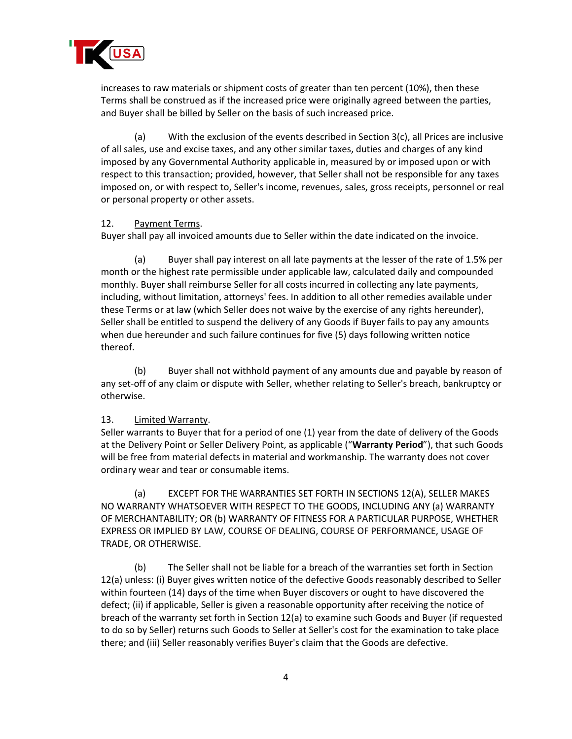increases to raw materials or shipment costs of greater than ten percent (10%), then these Terms shall be construed as if the increased price were originally agreed between the parties, and Buyer shall be billed by Seller on the basis of such increased price.

(a) With the exclusion of the events described in Section 3(c), all Prices are inclusive of all sales, use and excise taxes, and any other similar taxes, duties and charges of any kind imposed by any Governmental Authority applicable in, measured by or imposed upon or with respect to this transaction; provided, however, that Seller shall not be responsible for any taxes imposed on, or with respect to, Seller's income, revenues, sales, gross receipts, personnel or real or personal property or other assets.

12. <u>Payment Terms</u>.
Buyer shall pay all invoiced amounts due to Seller within the date indicated on the invoice.

(a) Buyer shall pay interest on all late payments at the lesser of the rate of 1.5% per month or the highest rate permissible under applicable law, calculated daily and compounded monthly. Buyer shall reimburse Seller for all costs incurred in collecting any late payments, including, without limitation, attorneys' fees. In addition to all other remedies available under these Terms or at law (which Seller does not waive by the exercise of any rights hereunder), Seller shall be entitled to suspend the delivery of any Goods if Buyer fails to pay any amounts when due hereunder and such failure continues for five (5) days following written notice thereof.

(b) Buyer shall not withhold payment of any amounts due and payable by reason of any set-off of any claim or dispute with Seller, whether relating to Seller's breach, bankruptcy or otherwise.

13. <u>Limited Warranty</u>.
Seller warrants to Buyer that for a period of one (1) year from the date of delivery of the Goods at the Delivery Point or Seller Delivery Point, as applicable ("**Warranty Period**"), that such Goods will be free from material defects in material and workmanship. The warranty does not cover ordinary wear and tear or consumable items.

(a) EXCEPT FOR THE WARRANTIES SET FORTH IN SECTIONS 12(A), SELLER MAKES NO WARRANTY WHATSOEVER WITH RESPECT TO THE GOODS, INCLUDING ANY (a) WARRANTY OF MERCHANTABILITY; OR (b) WARRANTY OF FITNESS FOR A PARTICULAR PURPOSE, WHETHER EXPRESS OR IMPLIED BY LAW, COURSE OF DEALING, COURSE OF PERFORMANCE, USAGE OF TRADE, OR OTHERWISE.

(b) The Seller shall not be liable for a breach of the warranties set forth in Section 12(a) unless: (i) Buyer gives written notice of the defective Goods reasonably described to Seller within fourteen (14) days of the time when Buyer discovers or ought to have discovered the defect; (ii) if applicable, Seller is given a reasonable opportunity after receiving the notice of breach of the warranty set forth in Section 12(a) to examine such Goods and Buyer (if requested to do so by Seller) returns such Goods to Seller at Seller's cost for the examination to take place there; and (iii) Seller reasonably verifies Buyer's claim that the Goods are defective.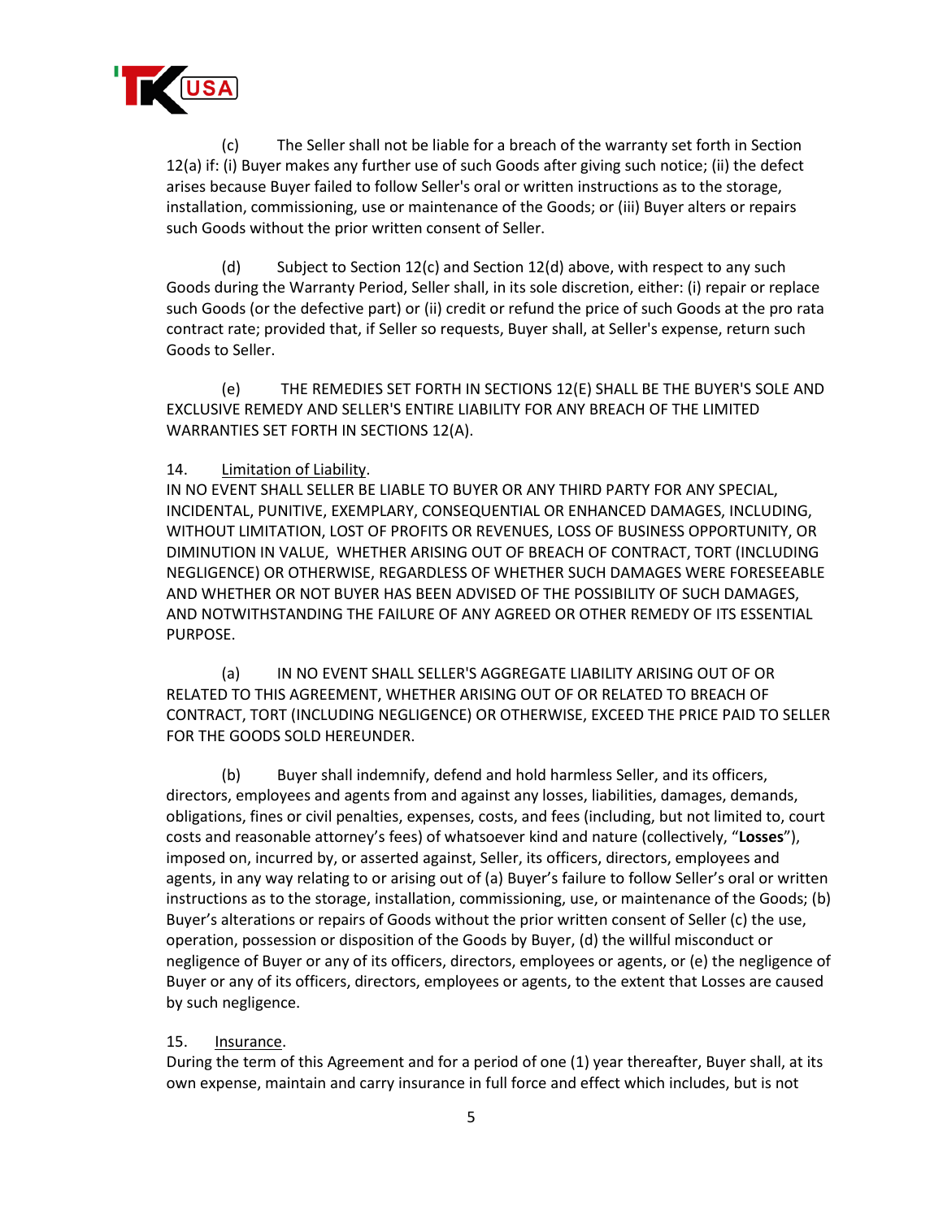(c) The Seller shall not be liable for a breach of the warranty set forth in Section 12(a) if: (i) Buyer makes any further use of such Goods after giving such notice; (ii) the defect arises because Buyer failed to follow Seller's oral or written instructions as to the storage, installation, commissioning, use or maintenance of the Goods; or (iii) Buyer alters or repairs such Goods without the prior written consent of Seller.

(d) Subject to Section 12(c) and Section 12(d) above, with respect to any such Goods during the Warranty Period, Seller shall, in its sole discretion, either: (i) repair or replace such Goods (or the defective part) or (ii) credit or refund the price of such Goods at the pro rata contract rate; provided that, if Seller so requests, Buyer shall, at Seller's expense, return such Goods to Seller.

(e) THE REMEDIES SET FORTH IN SECTIONS 12(E) SHALL BE THE BUYER'S SOLE AND EXCLUSIVE REMEDY AND SELLER'S ENTIRE LIABILITY FOR ANY BREACH OF THE LIMITED WARRANTIES SET FORTH IN SECTIONS 12(A).

14. Limitation of Liability.

IN NO EVENT SHALL SELLER BE LIABLE TO BUYER OR ANY THIRD PARTY FOR ANY SPECIAL, INCIDENTAL, PUNITIVE, EXEMPLARY, CONSEQUENTIAL OR ENHANCED DAMAGES, INCLUDING, WITHOUT LIMITATION, LOST OF PROFITS OR REVENUES, LOSS OF BUSINESS OPPORTUNITY, OR DIMINUTION IN VALUE, WHETHER ARISING OUT OF BREACH OF CONTRACT, TORT (INCLUDING NEGLIGENCE) OR OTHERWISE, REGARDLESS OF WHETHER SUCH DAMAGES WERE FORESEEABLE AND WHETHER OR NOT BUYER HAS BEEN ADVISED OF THE POSSIBILITY OF SUCH DAMAGES, AND NOTWITHSTANDING THE FAILURE OF ANY AGREED OR OTHER REMEDY OF ITS ESSENTIAL PURPOSE.

(a) IN NO EVENT SHALL SELLER'S AGGREGATE LIABILITY ARISING OUT OF OR RELATED TO THIS AGREEMENT, WHETHER ARISING OUT OF OR RELATED TO BREACH OF CONTRACT, TORT (INCLUDING NEGLIGENCE) OR OTHERWISE, EXCEED THE PRICE PAID TO SELLER FOR THE GOODS SOLD HEREUNDER.

(b) Buyer shall indemnify, defend and hold harmless Seller, and its officers, directors, employees and agents from and against any losses, liabilities, damages, demands, obligations, fines or civil penalties, expenses, costs, and fees (including, but not limited to, court costs and reasonable attorney's fees) of whatsoever kind and nature (collectively, "**Losses**"), imposed on, incurred by, or asserted against, Seller, its officers, directors, employees and agents, in any way relating to or arising out of (a) Buyer's failure to follow Seller's oral or written instructions as to the storage, installation, commissioning, use, or maintenance of the Goods; (b) Buyer's alterations or repairs of Goods without the prior written consent of Seller (c) the use, operation, possession or disposition of the Goods by Buyer, (d) the willful misconduct or negligence of Buyer or any of its officers, directors, employees or agents, or (e) the negligence of Buyer or any of its officers, directors, employees or agents, to the extent that Losses are caused by such negligence.

15. Insurance.

During the term of this Agreement and for a period of one (1) year thereafter, Buyer shall, at its own expense, maintain and carry insurance in full force and effect which includes, but is not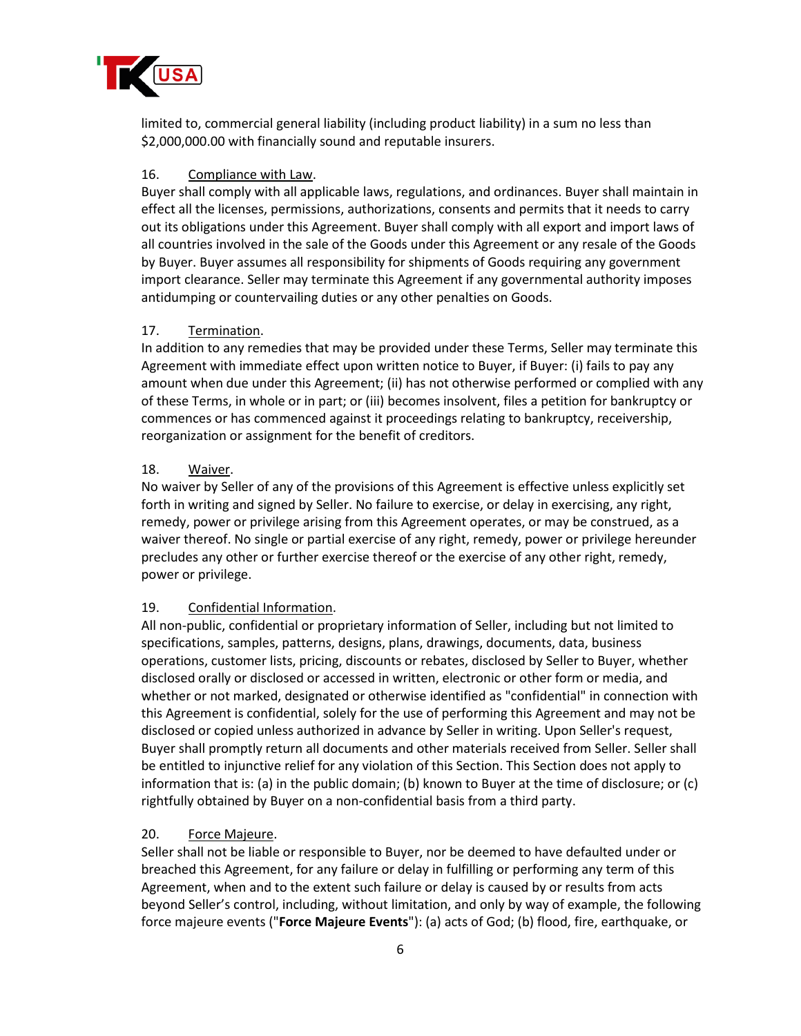limited to, commercial general liability (including product liability) in a sum no less than $2,000,000.00 with financially sound and reputable insurers.

16. Compliance with Law.

Buyer shall comply with all applicable laws, regulations, and ordinances. Buyer shall maintain in effect all the licenses, permissions, authorizations, consents and permits that it needs to carry out its obligations under this Agreement. Buyer shall comply with all export and import laws of all countries involved in the sale of the Goods under this Agreement or any resale of the Goods by Buyer. Buyer assumes all responsibility for shipments of Goods requiring any government import clearance. Seller may terminate this Agreement if any governmental authority imposes antidumping or countervailing duties or any other penalties on Goods.

17. Termination.

In addition to any remedies that may be provided under these Terms, Seller may terminate this Agreement with immediate effect upon written notice to Buyer, if Buyer: (i) fails to pay any amount when due under this Agreement; (ii) has not otherwise performed or complied with any of these Terms, in whole or in part; or (iii) becomes insolvent, files a petition for bankruptcy or commences or has commenced against it proceedings relating to bankruptcy, receivership, reorganization or assignment for the benefit of creditors.

18. Waiver.

No waiver by Seller of any of the provisions of this Agreement is effective unless explicitly set forth in writing and signed by Seller. No failure to exercise, or delay in exercising, any right, remedy, power or privilege arising from this Agreement operates, or may be construed, as a waiver thereof. No single or partial exercise of any right, remedy, power or privilege hereunder precludes any other or further exercise thereof or the exercise of any other right, remedy, power or privilege.

19. Confidential Information.

All non-public, confidential or proprietary information of Seller, including but not limited to specifications, samples, patterns, designs, plans, drawings, documents, data, business operations, customer lists, pricing, discounts or rebates, disclosed by Seller to Buyer, whether disclosed orally or disclosed or accessed in written, electronic or other form or media, and whether or not marked, designated or otherwise identified as "confidential" in connection with this Agreement is confidential, solely for the use of performing this Agreement and may not be disclosed or copied unless authorized in advance by Seller in writing. Upon Seller's request, Buyer shall promptly return all documents and other materials received from Seller. Seller shall be entitled to injunctive relief for any violation of this Section. This Section does not apply to information that is: (a) in the public domain; (b) known to Buyer at the time of disclosure; or (c) rightfully obtained by Buyer on a non-confidential basis from a third party.

20. Force Majeure.

Seller shall not be liable or responsible to Buyer, nor be deemed to have defaulted under or breached this Agreement, for any failure or delay in fulfilling or performing any term of this Agreement, when and to the extent such failure or delay is caused by or results from acts beyond Seller's control, including, without limitation, and only by way of example, the following force majeure events ("**Force Majeure Events**"): (a) acts of God; (b) flood, fire, earthquake, or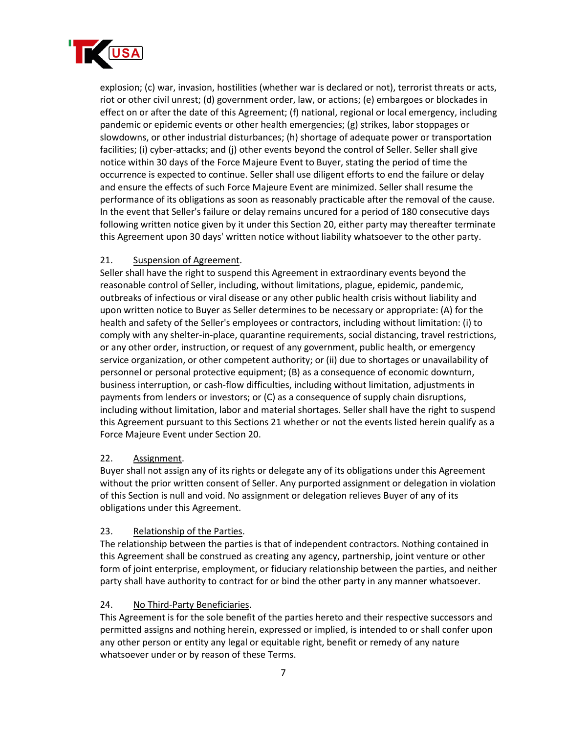explosion; (c) war, invasion, hostilities (whether war is declared or not), terrorist threats or acts, riot or other civil unrest; (d) government order, law, or actions; (e) embargoes or blockades in effect on or after the date of this Agreement; (f) national, regional or local emergency, including pandemic or epidemic events or other health emergencies; (g) strikes, labor stoppages or slowdowns, or other industrial disturbances; (h) shortage of adequate power or transportation facilities; (i) cyber-attacks; and (j) other events beyond the control of Seller. Seller shall give notice within 30 days of the Force Majeure Event to Buyer, stating the period of time the occurrence is expected to continue. Seller shall use diligent efforts to end the failure or delay and ensure the effects of such Force Majeure Event are minimized. Seller shall resume the performance of its obligations as soon as reasonably practicable after the removal of the cause. In the event that Seller's failure or delay remains uncured for a period of 180 consecutive days following written notice given by it under this Section 20, either party may thereafter terminate this Agreement upon 30 days' written notice without liability whatsoever to the other party.

21. Suspension of Agreement.

Seller shall have the right to suspend this Agreement in extraordinary events beyond the reasonable control of Seller, including, without limitations, plague, epidemic, pandemic, outbreaks of infectious or viral disease or any other public health crisis without liability and upon written notice to Buyer as Seller determines to be necessary or appropriate: (A) for the health and safety of the Seller's employees or contractors, including without limitation: (i) to comply with any shelter-in-place, quarantine requirements, social distancing, travel restrictions, or any other order, instruction, or request of any government, public health, or emergency service organization, or other competent authority; or (ii) due to shortages or unavailability of personnel or personal protective equipment; (B) as a consequence of economic downturn, business interruption, or cash-flow difficulties, including without limitation, adjustments in payments from lenders or investors; or (C) as a consequence of supply chain disruptions, including without limitation, labor and material shortages. Seller shall have the right to suspend this Agreement pursuant to this Sections 21 whether or not the events listed herein qualify as a Force Majeure Event under Section 20.

22. Assignment.

Buyer shall not assign any of its rights or delegate any of its obligations under this Agreement without the prior written consent of Seller. Any purported assignment or delegation in violation of this Section is null and void. No assignment or delegation relieves Buyer of any of its obligations under this Agreement.

23. Relationship of the Parties.

The relationship between the parties is that of independent contractors. Nothing contained in this Agreement shall be construed as creating any agency, partnership, joint venture or other form of joint enterprise, employment, or fiduciary relationship between the parties, and neither party shall have authority to contract for or bind the other party in any manner whatsoever.

24. No Third-Party Beneficiaries.

This Agreement is for the sole benefit of the parties hereto and their respective successors and permitted assigns and nothing herein, expressed or implied, is intended to or shall confer upon any other person or entity any legal or equitable right, benefit or remedy of any nature whatsoever under or by reason of these Terms.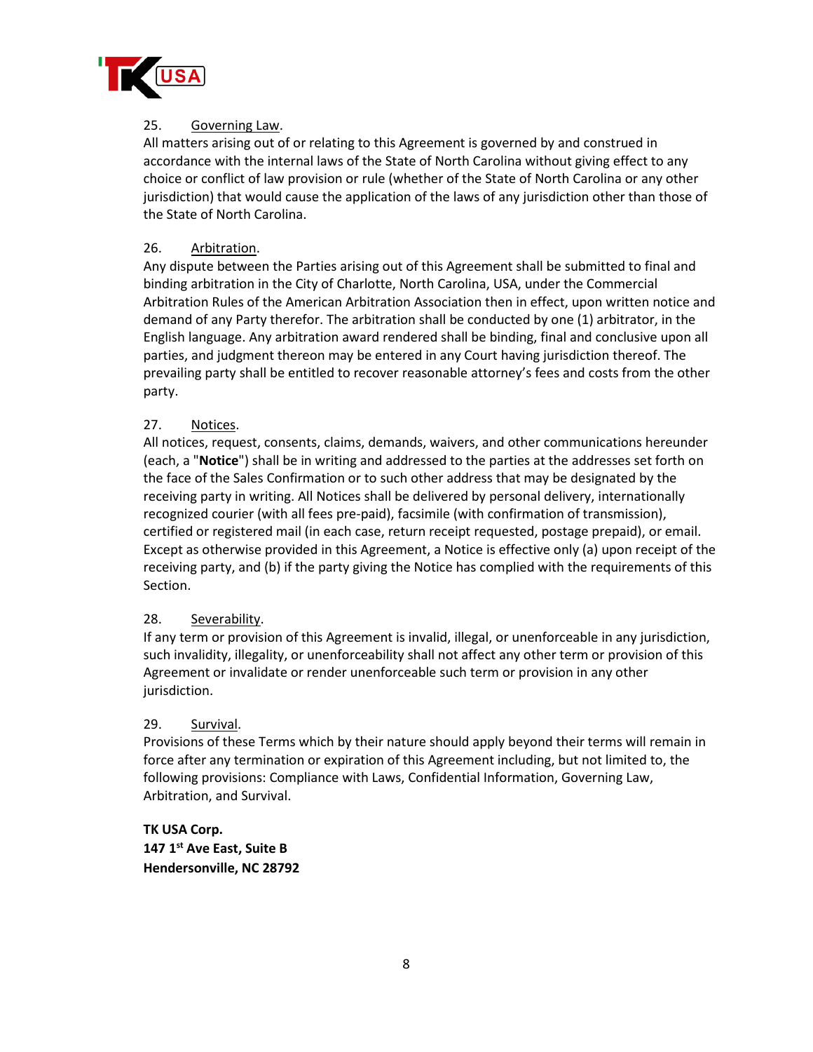25. <u>Governing Law</u>.
All matters arising out of or relating to this Agreement is governed by and construed in accordance with the internal laws of the State of North Carolina without giving effect to any choice or conflict of law provision or rule (whether of the State of North Carolina or any other jurisdiction) that would cause the application of the laws of any jurisdiction other than those of the State of North Carolina.

26. <u>Arbitration</u>.
Any dispute between the Parties arising out of this Agreement shall be submitted to final and binding arbitration in the City of Charlotte, North Carolina, USA, under the Commercial Arbitration Rules of the American Arbitration Association then in effect, upon written notice and demand of any Party therefor. The arbitration shall be conducted by one (1) arbitrator, in the English language. Any arbitration award rendered shall be binding, final and conclusive upon all parties, and judgment thereon may be entered in any Court having jurisdiction thereof. The prevailing party shall be entitled to recover reasonable attorney's fees and costs from the other party.

27. <u>Notices</u>.
All notices, request, consents, claims, demands, waivers, and other communications hereunder (each, a "**Notice**") shall be in writing and addressed to the parties at the addresses set forth on the face of the Sales Confirmation or to such other address that may be designated by the receiving party in writing. All Notices shall be delivered by personal delivery, internationally recognized courier (with all fees pre-paid), facsimile (with confirmation of transmission), certified or registered mail (in each case, return receipt requested, postage prepaid), or email. Except as otherwise provided in this Agreement, a Notice is effective only (a) upon receipt of the receiving party, and (b) if the party giving the Notice has complied with the requirements of this Section.

28. <u>Severability</u>.
If any term or provision of this Agreement is invalid, illegal, or unenforceable in any jurisdiction, such invalidity, illegality, or unenforceability shall not affect any other term or provision of this Agreement or invalidate or render unenforceable such term or provision in any other jurisdiction.

29. <u>Survival</u>.
Provisions of these Terms which by their nature should apply beyond their terms will remain in force after any termination or expiration of this Agreement including, but not limited to, the following provisions: Compliance with Laws, Confidential Information, Governing Law, Arbitration, and Survival.

**TK USA Corp.**
**147 1st Ave East, Suite B**
**Hendersonville, NC 28792**